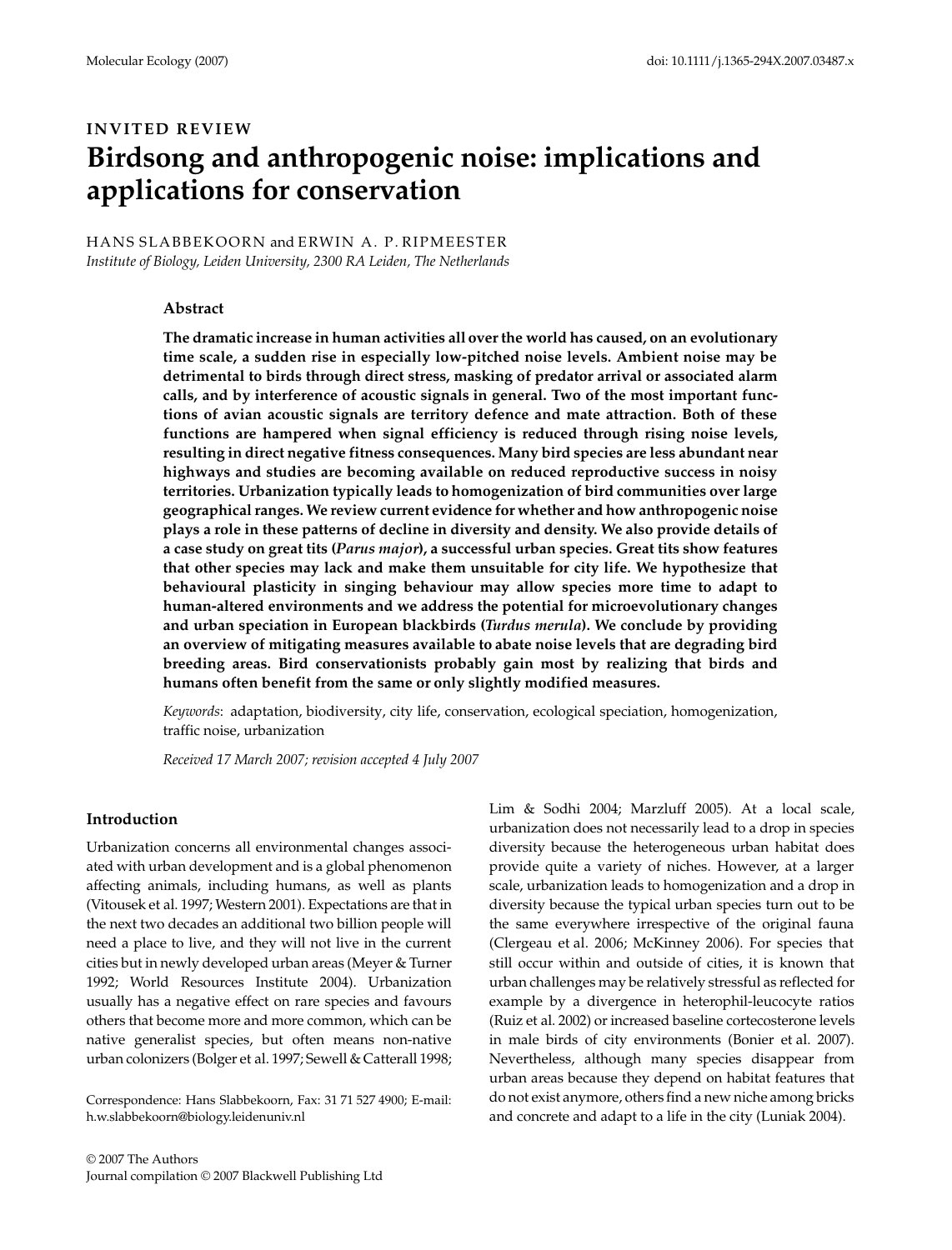INVITED REVIEW

# Birdsong and anthropogenic noise: implications and applications for conservation

HANS SLABBEKOORN and ERWIN A. P. RIPMEESTER

*Institute of Biology, Leiden University, 2300 RA Leiden, The Netherlands*

## Abstract

**The dramatic increase in human activities all over the world has caused, on an evolutionary time scale, a sudden rise in especially low-pitched noise levels. Ambient noise may be detrimental to birds through direct stress, masking of predator arrival or associated alarm calls, and by interference of acoustic signals in general. Two of the most important functions of avian acoustic signals are territory defence and mate attraction. Both of these functions are hampered when signal efficiency is reduced through rising noise levels, resulting in direct negative fitness consequences. Many bird species are less abundant near highways and studies are becoming available on reduced reproductive success in noisy territories. Urbanization typically leads to homogenization of bird communities over large geographical ranges. We review current evidence for whether and how anthropogenic noise plays a role in these patterns of decline in diversity and density. We also provide details of a case study on great tits (*Parus major*), a successful urban species. Great tits show features that other species may lack and make them unsuitable for city life. We hypothesize that behavioural plasticity in singing behaviour may allow species more time to adapt to human-altered environments and we address the potential for microevolutionary changes and urban speciation in European blackbirds (*Turdus merula*). We conclude by providing an overview of mitigating measures available to abate noise levels that are degrading bird breeding areas. Bird conservationists probably gain most by realizing that birds and humans often benefit from the same or only slightly modified measures.**

*Keywords*: adaptation, biodiversity, city life, conservation, ecological speciation, homogenization, traffic noise, urbanization

*Received 17 March 2007; revision accepted 4 July 2007*

## Introduction

Urbanization concerns all environmental changes associated with urban development and is a global phenomenon affecting animals, including humans, as well as plants (Vitousek et al. 1997; Western 2001). Expectations are that in the next two decades an additional two billion people will need a place to live, and they will not live in the current cities but in newly developed urban areas (Meyer & Turner 1992; World Resources Institute 2004). Urbanization usually has a negative effect on rare species and favours others that become more and more common, which can be native generalist species, but often means non-native urban colonizers (Bolger et al. 1997; Sewell & Catterall 1998; Lim & Sodhi 2004; Marzluff 2005). At a local scale, urbanization does not necessarily lead to a drop in species diversity because the heterogeneous urban habitat does provide quite a variety of niches. However, at a larger scale, urbanization leads to homogenization and a drop in diversity because the typical urban species turn out to be the same everywhere irrespective of the original fauna (Clergeau et al. 2006; McKinney 2006). For species that still occur within and outside of cities, it is known that urban challenges may be relatively stressful as reflected for example by a divergence in heterophil-leucocyte ratios (Ruiz et al. 2002) or increased baseline cortecosterone levels in male birds of city environments (Bonier et al. 2007). Nevertheless, although many species disappear from urban areas because they depend on habitat features that do not exist anymore, others find a new niche among bricks and concrete and adapt to a life in the city (Luniak 2004).

Correspondence: Hans Slabbekoorn, Fax: 31 71 527 4900; E-mail: h.w.slabbekoorn@biology.leidenuniv.nl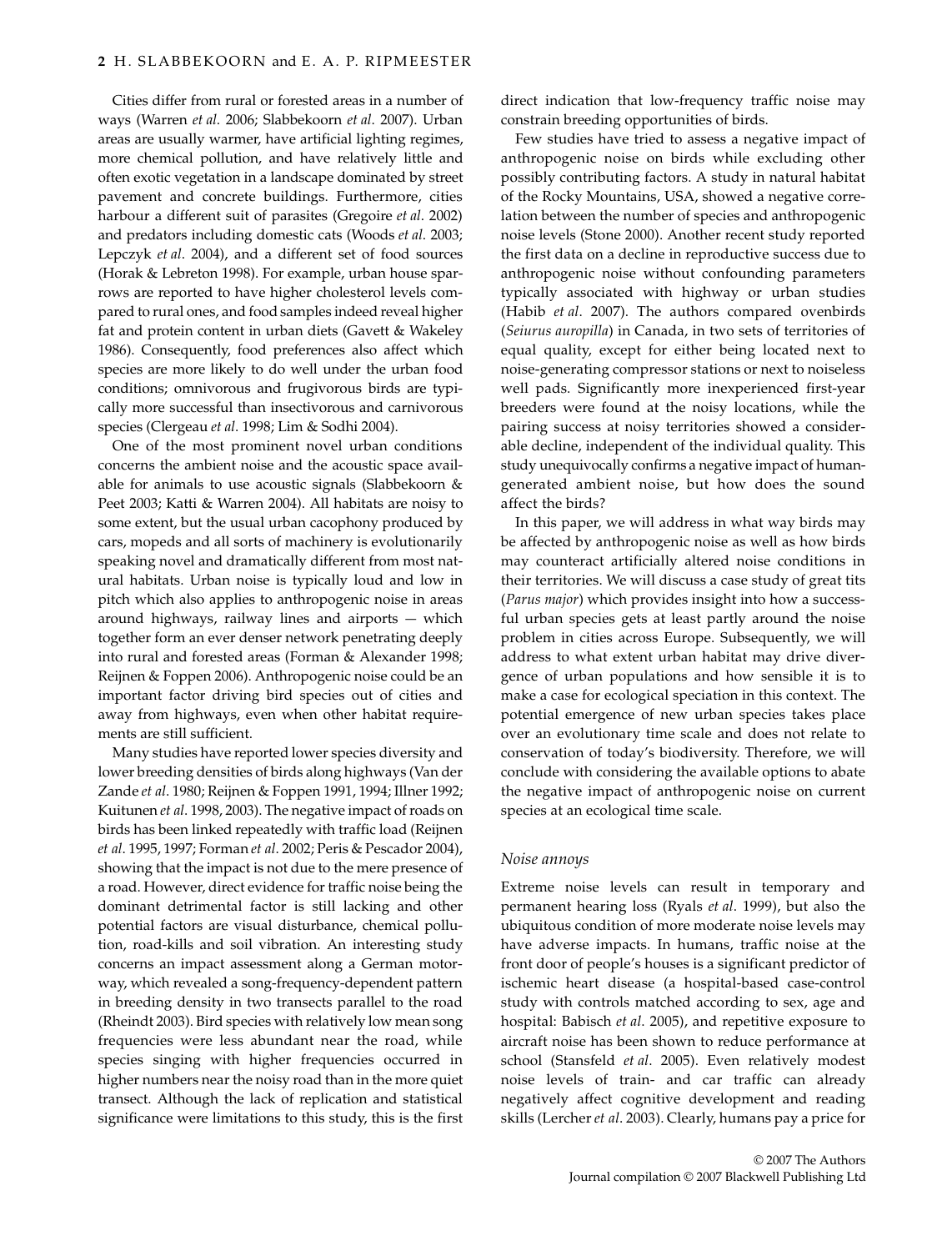Cities differ from rural or forested areas in a number of ways (Warren *et al*. 2006; Slabbekoorn *et al*. 2007). Urban areas are usually warmer, have artificial lighting regimes, more chemical pollution, and have relatively little and often exotic vegetation in a landscape dominated by street pavement and concrete buildings. Furthermore, cities harbour a different suit of parasites (Gregoire *et al*. 2002) and predators including domestic cats (Woods *et al*. 2003; Lepczyk *et al*. 2004), and a different set of food sources (Horak & Lebreton 1998). For example, urban house sparrows are reported to have higher cholesterol levels compared to rural ones, and food samples indeed reveal higher fat and protein content in urban diets (Gavett & Wakeley 1986). Consequently, food preferences also affect which species are more likely to do well under the urban food conditions; omnivorous and frugivorous birds are typically more successful than insectivorous and carnivorous species (Clergeau *et al*. 1998; Lim & Sodhi 2004).

One of the most prominent novel urban conditions concerns the ambient noise and the acoustic space available for animals to use acoustic signals (Slabbekoorn & Peet 2003; Katti & Warren 2004). All habitats are noisy to some extent, but the usual urban cacophony produced by cars, mopeds and all sorts of machinery is evolutionarily speaking novel and dramatically different from most natural habitats. Urban noise is typically loud and low in pitch which also applies to anthropogenic noise in areas around highways, railway lines and airports — which together form an ever denser network penetrating deeply into rural and forested areas (Forman & Alexander 1998; Reijnen & Foppen 2006). Anthropogenic noise could be an important factor driving bird species out of cities and away from highways, even when other habitat requirements are still sufficient.

Many studies have reported lower species diversity and lower breeding densities of birds along highways (Van der Zande *et al*. 1980; Reijnen & Foppen 1991, 1994; Illner 1992; Kuitunen *et al*. 1998, 2003). The negative impact of roads on birds has been linked repeatedly with traffic load (Reijnen *et al*. 1995, 1997; Forman *et al*. 2002; Peris & Pescador 2004), showing that the impact is not due to the mere presence of a road. However, direct evidence for traffic noise being the dominant detrimental factor is still lacking and other potential factors are visual disturbance, chemical pollution, road-kills and soil vibration. An interesting study concerns an impact assessment along a German motorway, which revealed a song-frequency-dependent pattern in breeding density in two transects parallel to the road (Rheindt 2003). Bird species with relatively low mean song frequencies were less abundant near the road, while species singing with higher frequencies occurred in higher numbers near the noisy road than in the more quiet transect. Although the lack of replication and statistical significance were limitations to this study, this is the first direct indication that low-frequency traffic noise may constrain breeding opportunities of birds.

Few studies have tried to assess a negative impact of anthropogenic noise on birds while excluding other possibly contributing factors. A study in natural habitat of the Rocky Mountains, USA, showed a negative correlation between the number of species and anthropogenic noise levels (Stone 2000). Another recent study reported the first data on a decline in reproductive success due to anthropogenic noise without confounding parameters typically associated with highway or urban studies (Habib *et al*. 2007). The authors compared ovenbirds (*Seiurus auropilla*) in Canada, in two sets of territories of equal quality, except for either being located next to noise-generating compressor stations or next to noiseless well pads. Significantly more inexperienced first-year breeders were found at the noisy locations, while the pairing success at noisy territories showed a considerable decline, independent of the individual quality. This study unequivocally confirms a negative impact of human-generated ambient noise, but how does the sound affect the birds?

In this paper, we will address in what way birds may be affected by anthropogenic noise as well as how birds may counteract artificially altered noise conditions in their territories. We will discuss a case study of great tits (*Parus major*) which provides insight into how a successful urban species gets at least partly around the noise problem in cities across Europe. Subsequently, we will address to what extent urban habitat may drive divergence of urban populations and how sensible it is to make a case for ecological speciation in this context. The potential emergence of new urban species takes place over an evolutionary time scale and does not relate to conservation of today's biodiversity. Therefore, we will conclude with considering the available options to abate the negative impact of anthropogenic noise on current species at an ecological time scale.

### *Noise annoys*

Extreme noise levels can result in temporary and permanent hearing loss (Ryals *et al*. 1999), but also the ubiquitous condition of more moderate noise levels may have adverse impacts. In humans, traffic noise at the front door of people's houses is a significant predictor of ischemic heart disease (a hospital-based case-control study with controls matched according to sex, age and hospital: Babisch *et al*. 2005), and repetitive exposure to aircraft noise has been shown to reduce performance at school (Stansfeld *et al*. 2005). Even relatively modest noise levels of train- and car traffic can already negatively affect cognitive development and reading skills (Lercher *et al*. 2003). Clearly, humans pay a price for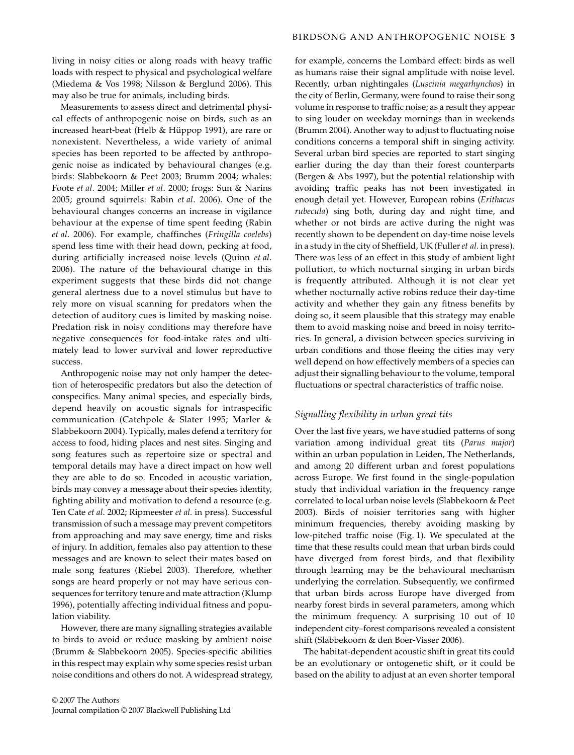living in noisy cities or along roads with heavy traffic loads with respect to physical and psychological welfare (Miedema & Vos 1998; Nilsson & Berglund 2006). This may also be true for animals, including birds.

Measurements to assess direct and detrimental physical effects of anthropogenic noise on birds, such as an increased heart-beat (Helb & Hüppop 1991), are rare or nonexistent. Nevertheless, a wide variety of animal species has been reported to be affected by anthropogenic noise as indicated by behavioural changes (e.g. birds: Slabbekoorn & Peet 2003; Brumm 2004; whales: Foote *et al*. 2004; Miller *et al*. 2000; frogs: Sun & Narins 2005; ground squirrels: Rabin *et al*. 2006). One of the behavioural changes concerns an increase in vigilance behaviour at the expense of time spent feeding (Rabin *et al*. 2006). For example, chaffinches (*Fringilla coelebs*) spend less time with their head down, pecking at food, during artificially increased noise levels (Quinn *et al*. 2006). The nature of the behavioural change in this experiment suggests that these birds did not change general alertness due to a novel stimulus but have to rely more on visual scanning for predators when the detection of auditory cues is limited by masking noise. Predation risk in noisy conditions may therefore have negative consequences for food-intake rates and ultimately lead to lower survival and lower reproductive success.

Anthropogenic noise may not only hamper the detection of heterospecific predators but also the detection of conspecifics. Many animal species, and especially birds, depend heavily on acoustic signals for intraspecific communication (Catchpole & Slater 1995; Marler & Slabbekoorn 2004). Typically, males defend a territory for access to food, hiding places and nest sites. Singing and song features such as repertoire size or spectral and temporal details may have a direct impact on how well they are able to do so. Encoded in acoustic variation, birds may convey a message about their species identity, fighting ability and motivation to defend a resource (e.g. Ten Cate *et al*. 2002; Ripmeester *et al*. in press). Successful transmission of such a message may prevent competitors from approaching and may save energy, time and risks of injury. In addition, females also pay attention to these messages and are known to select their mates based on male song features (Riebel 2003). Therefore, whether songs are heard properly or not may have serious consequences for territory tenure and mate attraction (Klump 1996), potentially affecting individual fitness and population viability.

However, there are many signalling strategies available to birds to avoid or reduce masking by ambient noise (Brumm & Slabbekoorn 2005). Species-specific abilities in this respect may explain why some species resist urban noise conditions and others do not. A widespread strategy, for example, concerns the Lombard effect: birds as well as humans raise their signal amplitude with noise level. Recently, urban nightingales (*Luscinia megarhynchos*) in the city of Berlin, Germany, were found to raise their song volume in response to traffic noise; as a result they appear to sing louder on weekday mornings than in weekends (Brumm 2004). Another way to adjust to fluctuating noise conditions concerns a temporal shift in singing activity. Several urban bird species are reported to start singing earlier during the day than their forest counterparts (Bergen & Abs 1997), but the potential relationship with avoiding traffic peaks has not been investigated in enough detail yet. However, European robins (*Erithacus rubecula*) sing both, during day and night time, and whether or not birds are active during the night was recently shown to be dependent on day-time noise levels in a study in the city of Sheffield, UK (Fuller *et al*. in press). There was less of an effect in this study of ambient light pollution, to which nocturnal singing in urban birds is frequently attributed. Although it is not clear yet whether nocturnally active robins reduce their day-time activity and whether they gain any fitness benefits by doing so, it seem plausible that this strategy may enable them to avoid masking noise and breed in noisy territories. In general, a division between species surviving in urban conditions and those fleeing the cities may very well depend on how effectively members of a species can adjust their signalling behaviour to the volume, temporal fluctuations or spectral characteristics of traffic noise.

### *Signalling flexibility in urban great tits*

Over the last five years, we have studied patterns of song variation among individual great tits (*Parus major*) within an urban population in Leiden, The Netherlands, and among 20 different urban and forest populations across Europe. We first found in the single-population study that individual variation in the frequency range correlated to local urban noise levels (Slabbekoorn & Peet 2003). Birds of noisier territories sang with higher minimum frequencies, thereby avoiding masking by low-pitched traffic noise (Fig. 1). We speculated at the time that these results could mean that urban birds could have diverged from forest birds, and that flexibility through learning may be the behavioural mechanism underlying the correlation. Subsequently, we confirmed that urban birds across Europe have diverged from nearby forest birds in several parameters, among which the minimum frequency. A surprising 10 out of 10 independent city–forest comparisons revealed a consistent shift (Slabbekoorn & den Boer-Visser 2006).

The habitat-dependent acoustic shift in great tits could be an evolutionary or ontogenetic shift, or it could be based on the ability to adjust at an even shorter temporal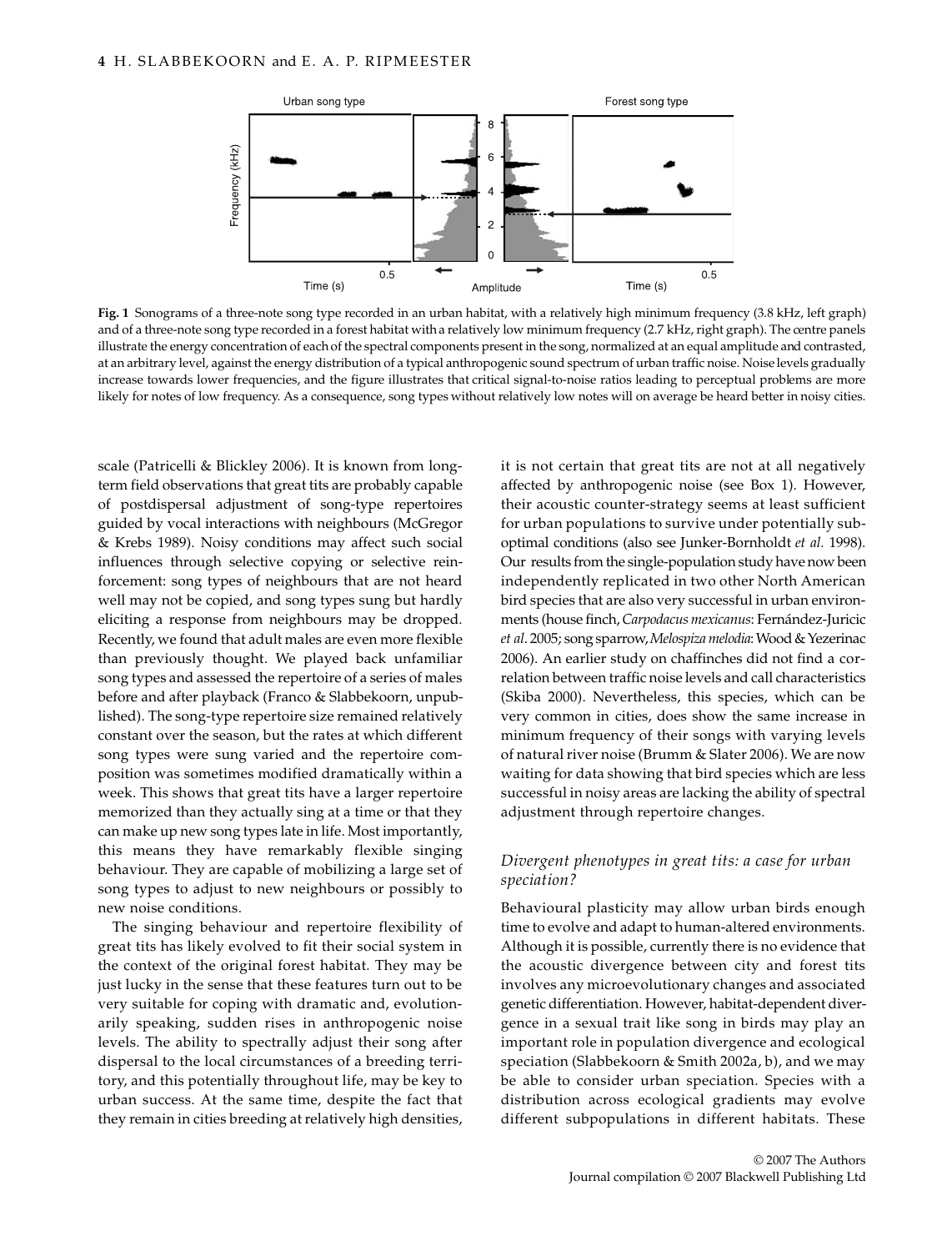Urban song type

Forest song type

Frequency (kHz)

8

6

4

2

0

0.5

Time (s)

Amplitude

0.5

Time (s)

**Fig. 1** Sonograms of a three-note song type recorded in an urban habitat, with a relatively high minimum frequency (3.8 kHz, left graph) and of a three-note song type recorded in a forest habitat with a relatively low minimum frequency (2.7 kHz, right graph). The centre panels illustrate the energy concentration of each of the spectral components present in the song, normalized at an equal amplitude and contrasted, at an arbitrary level, against the energy distribution of a typical anthropogenic sound spectrum of urban traffic noise. Noise levels gradually increase towards lower frequencies, and the figure illustrates that critical signal-to-noise ratios leading to perceptual problems are more likely for notes of low frequency. As a consequence, song types without relatively low notes will on average be heard better in noisy cities.

scale (Patricelli & Blickley 2006). It is known from long-term field observations that great tits are probably capable of postdispersal adjustment of song-type repertoires guided by vocal interactions with neighbours (McGregor & Krebs 1989). Noisy conditions may affect such social influences through selective copying or selective reinforcement: song types of neighbours that are not heard well may not be copied, and song types sung but hardly eliciting a response from neighbours may be dropped. Recently, we found that adult males are even more flexible than previously thought. We played back unfamiliar song types and assessed the repertoire of a series of males before and after playback (Franco & Slabbekoorn, unpublished). The song-type repertoire size remained relatively constant over the season, but the rates at which different song types were sung varied and the repertoire composition was sometimes modified dramatically within a week. This shows that great tits have a larger repertoire memorized than they actually sing at a time or that they can make up new song types late in life. Most importantly, this means they have remarkably flexible singing behaviour. They are capable of mobilizing a large set of song types to adjust to new neighbours or possibly to new noise conditions.

The singing behaviour and repertoire flexibility of great tits has likely evolved to fit their social system in the context of the original forest habitat. They may be just lucky in the sense that these features turn out to be very suitable for coping with dramatic and, evolutionarily speaking, sudden rises in anthropogenic noise levels. The ability to spectrally adjust their song after dispersal to the local circumstances of a breeding territory, and this potentially throughout life, may be key to urban success. At the same time, despite the fact that they remain in cities breeding at relatively high densities, it is not certain that great tits are not at all negatively affected by anthropogenic noise (see Box 1). However, their acoustic counter-strategy seems at least sufficient for urban populations to survive under potentially suboptimal conditions (also see Junker-Bornholdt *et al.* 1998). Our results from the single-population study have now been independently replicated in two other North American bird species that are also very successful in urban environments (house finch, *Carpodacus mexicanus*: Fernández-Juricic *et al.* 2005; song sparrow, *Melospiza melodia*: Wood & Yezerinac 2006). An earlier study on chaffinches did not find a correlation between traffic noise levels and call characteristics (Skiba 2000). Nevertheless, this species, which can be very common in cities, does show the same increase in minimum frequency of their songs with varying levels of natural river noise (Brumm & Slater 2006). We are now waiting for data showing that bird species which are less successful in noisy areas are lacking the ability of spectral adjustment through repertoire changes.

### *Divergent phenotypes in great tits: a case for urban speciation?*

Behavioural plasticity may allow urban birds enough time to evolve and adapt to human-altered environments. Although it is possible, currently there is no evidence that the acoustic divergence between city and forest tits involves any microevolutionary changes and associated genetic differentiation. However, habitat-dependent divergence in a sexual trait like song in birds may play an important role in population divergence and ecological speciation (Slabbekoorn & Smith 2002a, b), and we may be able to consider urban speciation. Species with a distribution across ecological gradients may evolve different subpopulations in different habitats. These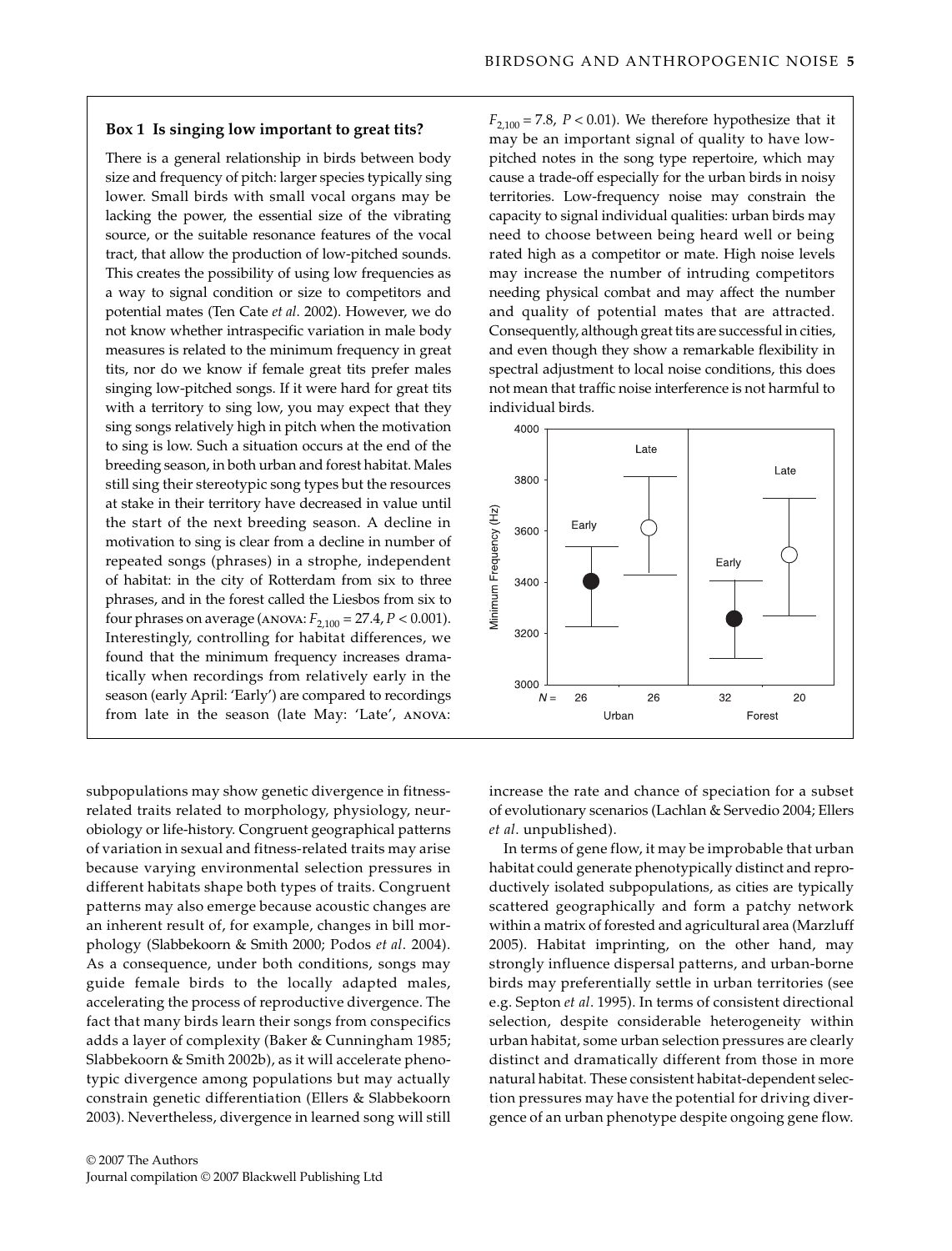### Box 1 Is singing low important to great tits?

There is a general relationship in birds between body size and frequency of pitch: larger species typically sing lower. Small birds with small vocal organs may be lacking the power, the essential size of the vibrating source, or the suitable resonance features of the vocal tract, that allow the production of low-pitched sounds. This creates the possibility of using low frequencies as a way to signal condition or size to competitors and potential mates (Ten Cate *et al*. 2002). However, we do not know whether intraspecific variation in male body measures is related to the minimum frequency in great tits, nor do we know if female great tits prefer males singing low-pitched songs. If it were hard for great tits with a territory to sing low, you may expect that they sing songs relatively high in pitch when the motivation to sing is low. Such a situation occurs at the end of the breeding season, in both urban and forest habitat. Males still sing their stereotypic song types but the resources at stake in their territory have decreased in value until the start of the next breeding season. A decline in motivation to sing is clear from a decline in number of repeated songs (phrases) in a strophe, independent of habitat: in the city of Rotterdam from six to three phrases, and in the forest called the Liesbos from six to four phrases on average (ANOVA: $F_{2,100} = 27.4, P < 0.001$). Interestingly, controlling for habitat differences, we found that the minimum frequency increases dramatically when recordings from relatively early in the season (early April: 'Early') are compared to recordings from late in the season (late May: 'Late', ANOVA: $F_{2,100} = 7.8, P < 0.01$). We therefore hypothesize that it may be an important signal of quality to have low-pitched notes in the song type repertoire, which may cause a trade-off especially for the urban birds in noisy territories. Low-frequency noise may constrain the capacity to signal individual qualities: urban birds may need to choose between being heard well or being rated high as a competitor or mate. High noise levels may increase the number of intruding competitors needing physical combat and may affect the number and quality of potential mates that are attracted. Consequently, although great tits are successful in cities, and even though they show a remarkable flexibility in spectral adjustment to local noise conditions, this does not mean that traffic noise interference is not harmful to individual birds.

subpopulations may show genetic divergence in fitness-related traits related to morphology, physiology, neurobiology or life-history. Congruent geographical patterns of variation in sexual and fitness-related traits may arise because varying environmental selection pressures in different habitats shape both types of traits. Congruent patterns may also emerge because acoustic changes are an inherent result of, for example, changes in bill morphology (Slabbekoorn & Smith 2000; Podos *et al*. 2004). As a consequence, under both conditions, songs may guide female birds to the locally adapted males, accelerating the process of reproductive divergence. The fact that many birds learn their songs from conspecifics adds a layer of complexity (Baker & Cunningham 1985; Slabbekoorn & Smith 2002b), as it will accelerate phenotypic divergence among populations but may actually constrain genetic differentiation (Ellers & Slabbekoorn 2003). Nevertheless, divergence in learned song will still increase the rate and chance of speciation for a subset of evolutionary scenarios (Lachlan & Servedio 2004; Ellers *et al*. unpublished).

In terms of gene flow, it may be improbable that urban habitat could generate phenotypically distinct and reproductively isolated subpopulations, as cities are typically scattered geographically and form a patchy network within a matrix of forested and agricultural area (Marzluff 2005). Habitat imprinting, on the other hand, may strongly influence dispersal patterns, and urban-borne birds may preferentially settle in urban territories (see e.g. Septon *et al*. 1995). In terms of consistent directional selection, despite considerable heterogeneity within urban habitat, some urban selection pressures are clearly distinct and dramatically different from those in more natural habitat. These consistent habitat-dependent selection pressures may have the potential for driving divergence of an urban phenotype despite ongoing gene flow.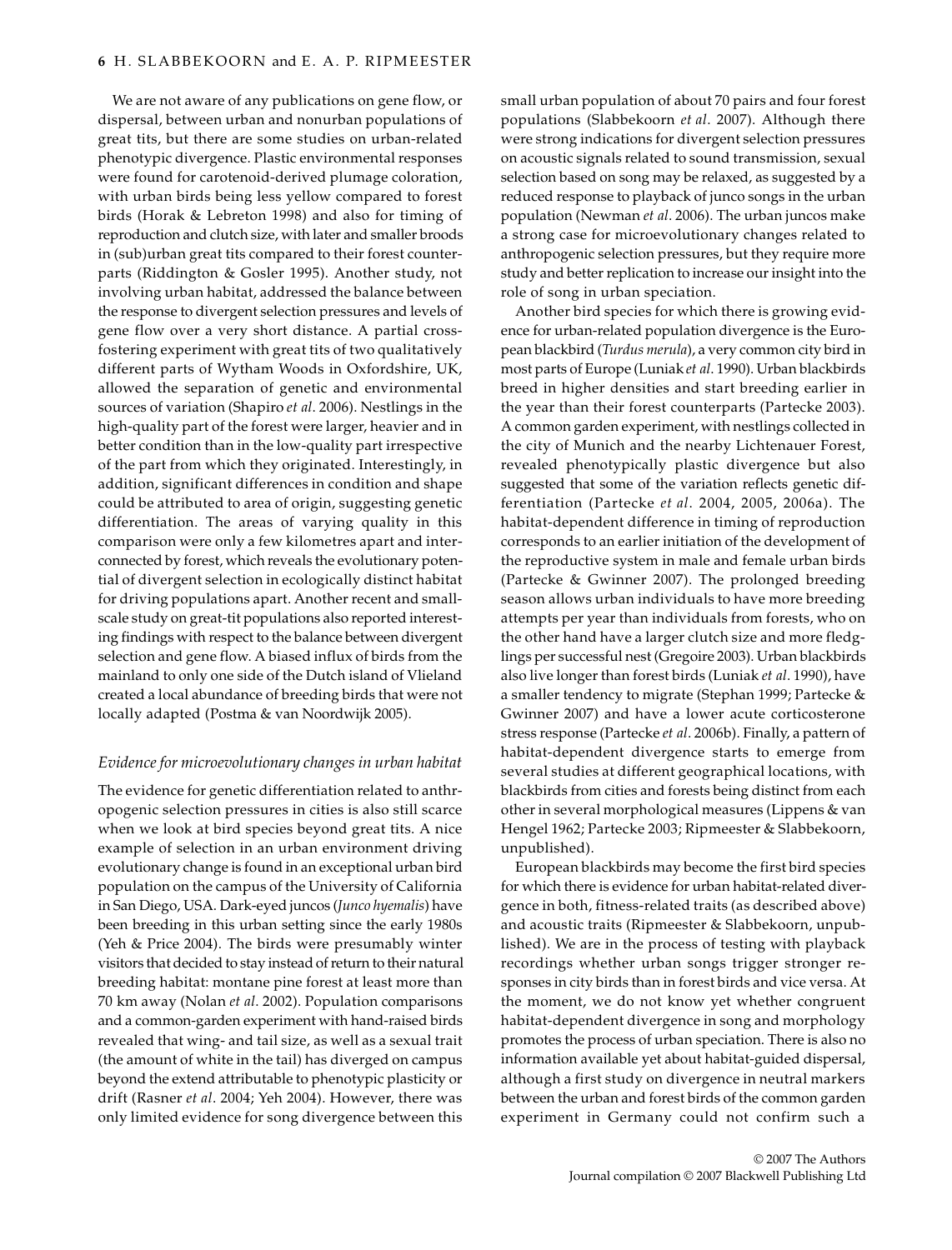We are not aware of any publications on gene flow, or dispersal, between urban and nonurban populations of great tits, but there are some studies on urban-related phenotypic divergence. Plastic environmental responses were found for carotenoid-derived plumage coloration, with urban birds being less yellow compared to forest birds (Horak & Lebreton 1998) and also for timing of reproduction and clutch size, with later and smaller broods in (sub)urban great tits compared to their forest counterparts (Riddington & Gosler 1995). Another study, not involving urban habitat, addressed the balance between the response to divergent selection pressures and levels of gene flow over a very short distance. A partial cross-fostering experiment with great tits of two qualitatively different parts of Wytham Woods in Oxfordshire, UK, allowed the separation of genetic and environmental sources of variation (Shapiro *et al*. 2006). Nestlings in the high-quality part of the forest were larger, heavier and in better condition than in the low-quality part irrespective of the part from which they originated. Interestingly, in addition, significant differences in condition and shape could be attributed to area of origin, suggesting genetic differentiation. The areas of varying quality in this comparison were only a few kilometres apart and interconnected by forest, which reveals the evolutionary potential of divergent selection in ecologically distinct habitat for driving populations apart. Another recent and small-scale study on great-tit populations also reported interesting findings with respect to the balance between divergent selection and gene flow. A biased influx of birds from the mainland to only one side of the Dutch island of Vlieland created a local abundance of breeding birds that were not locally adapted (Postma & van Noordwijk 2005).

### *Evidence for microevolutionary changes in urban habitat*

The evidence for genetic differentiation related to anthropogenic selection pressures in cities is also still scarce when we look at bird species beyond great tits. A nice example of selection in an urban environment driving evolutionary change is found in an exceptional urban bird population on the campus of the University of California in San Diego, USA. Dark-eyed juncos (*Junco hyemalis*) have been breeding in this urban setting since the early 1980s (Yeh & Price 2004). The birds were presumably winter visitors that decided to stay instead of return to their natural breeding habitat: montane pine forest at least more than 70 km away (Nolan *et al*. 2002). Population comparisons and a common-garden experiment with hand-raised birds revealed that wing- and tail size, as well as a sexual trait (the amount of white in the tail) has diverged on campus beyond the extend attributable to phenotypic plasticity or drift (Rasner *et al*. 2004; Yeh 2004). However, there was only limited evidence for song divergence between this small urban population of about 70 pairs and four forest populations (Slabbekoorn *et al*. 2007). Although there were strong indications for divergent selection pressures on acoustic signals related to sound transmission, sexual selection based on song may be relaxed, as suggested by a reduced response to playback of junco songs in the urban population (Newman *et al*. 2006). The urban juncos make a strong case for microevolutionary changes related to anthropogenic selection pressures, but they require more study and better replication to increase our insight into the role of song in urban speciation.

Another bird species for which there is growing evidence for urban-related population divergence is the European blackbird (*Turdus merula*), a very common city bird in most parts of Europe (Luniak *et al*. 1990). Urban blackbirds breed in higher densities and start breeding earlier in the year than their forest counterparts (Partecke 2003). A common garden experiment, with nestlings collected in the city of Munich and the nearby Lichtenauer Forest, revealed phenotypically plastic divergence but also suggested that some of the variation reflects genetic differentiation (Partecke *et al*. 2004, 2005, 2006a). The habitat-dependent difference in timing of reproduction corresponds to an earlier initiation of the development of the reproductive system in male and female urban birds (Partecke & Gwinner 2007). The prolonged breeding season allows urban individuals to have more breeding attempts per year than individuals from forests, who on the other hand have a larger clutch size and more fledglings per successful nest (Gregoire 2003). Urban blackbirds also live longer than forest birds (Luniak *et al*. 1990), have a smaller tendency to migrate (Stephan 1999; Partecke & Gwinner 2007) and have a lower acute corticosterone stress response (Partecke *et al*. 2006b). Finally, a pattern of habitat-dependent divergence starts to emerge from several studies at different geographical locations, with blackbirds from cities and forests being distinct from each other in several morphological measures (Lippens & van Hengel 1962; Partecke 2003; Ripmeester & Slabbekoorn, unpublished).

European blackbirds may become the first bird species for which there is evidence for urban habitat-related divergence in both, fitness-related traits (as described above) and acoustic traits (Ripmeester & Slabbekoorn, unpublished). We are in the process of testing with playback recordings whether urban songs trigger stronger responses in city birds than in forest birds and vice versa. At the moment, we do not know yet whether congruent habitat-dependent divergence in song and morphology promotes the process of urban speciation. There is also no information available yet about habitat-guided dispersal, although a first study on divergence in neutral markers between the urban and forest birds of the common garden experiment in Germany could not confirm such a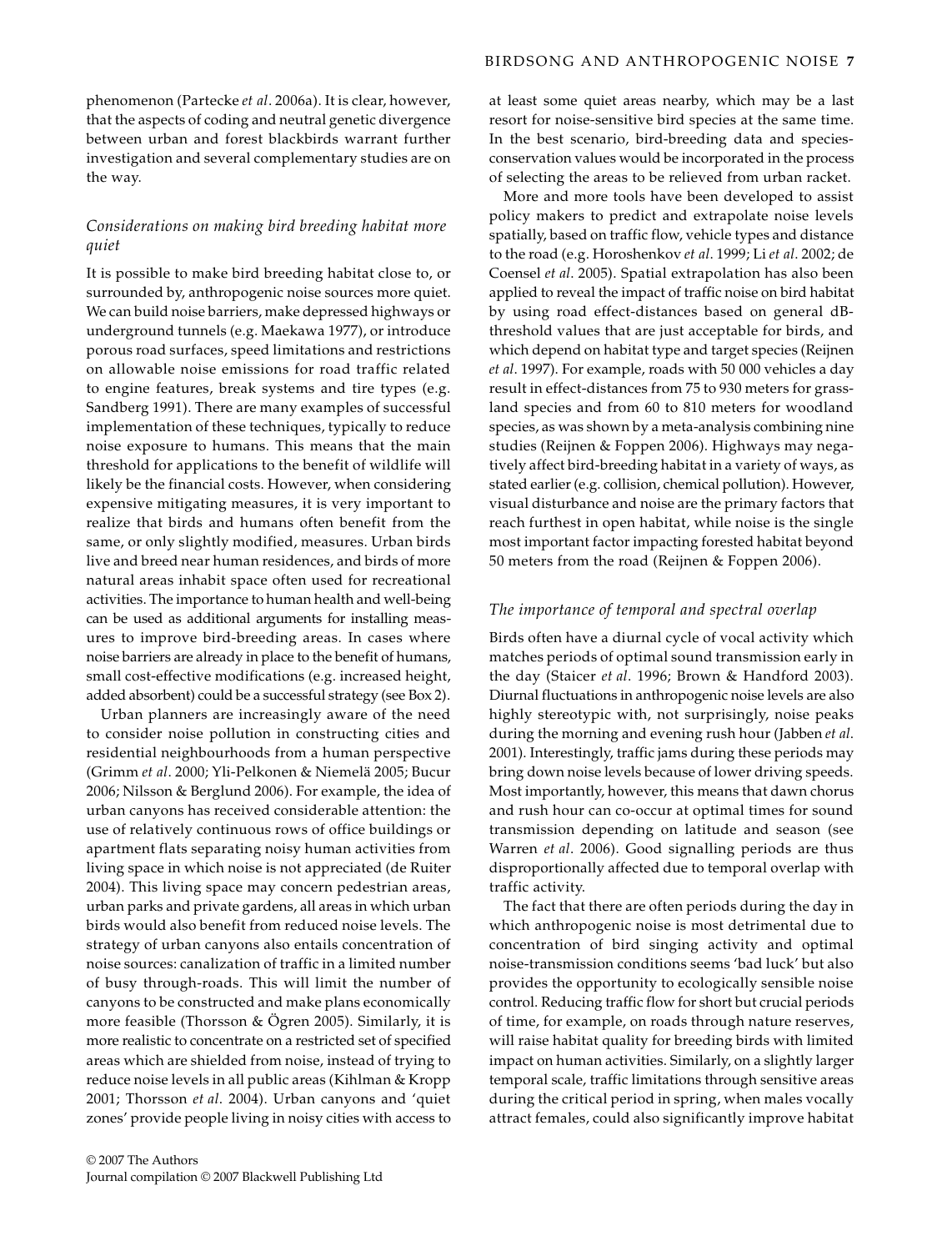phenomenon (Partecke *et al*. 2006a). It is clear, however, that the aspects of coding and neutral genetic divergence between urban and forest blackbirds warrant further investigation and several complementary studies are on the way.

### *Considerations on making bird breeding habitat more quiet*

It is possible to make bird breeding habitat close to, or surrounded by, anthropogenic noise sources more quiet. We can build noise barriers, make depressed highways or underground tunnels (e.g. Maekawa 1977), or introduce porous road surfaces, speed limitations and restrictions on allowable noise emissions for road traffic related to engine features, break systems and tire types (e.g. Sandberg 1991). There are many examples of successful implementation of these techniques, typically to reduce noise exposure to humans. This means that the main threshold for applications to the benefit of wildlife will likely be the financial costs. However, when considering expensive mitigating measures, it is very important to realize that birds and humans often benefit from the same, or only slightly modified, measures. Urban birds live and breed near human residences, and birds of more natural areas inhabit space often used for recreational activities. The importance to human health and well-being can be used as additional arguments for installing measures to improve bird-breeding areas. In cases where noise barriers are already in place to the benefit of humans, small cost-effective modifications (e.g. increased height, added absorbent) could be a successful strategy (see Box 2).

Urban planners are increasingly aware of the need to consider noise pollution in constructing cities and residential neighbourhoods from a human perspective (Grimm *et al*. 2000; Yli-Pelkonen & Niemelä 2005; Bucur 2006; Nilsson & Berglund 2006). For example, the idea of urban canyons has received considerable attention: the use of relatively continuous rows of office buildings or apartment flats separating noisy human activities from living space in which noise is not appreciated (de Ruiter 2004). This living space may concern pedestrian areas, urban parks and private gardens, all areas in which urban birds would also benefit from reduced noise levels. The strategy of urban canyons also entails concentration of noise sources: canalization of traffic in a limited number of busy through-roads. This will limit the number of canyons to be constructed and make plans economically more feasible (Thorsson & Ögren 2005). Similarly, it is more realistic to concentrate on a restricted set of specified areas which are shielded from noise, instead of trying to reduce noise levels in all public areas (Kihlman & Kropp 2001; Thorsson *et al*. 2004). Urban canyons and 'quiet zones' provide people living in noisy cities with access to at least some quiet areas nearby, which may be a last resort for noise-sensitive bird species at the same time. In the best scenario, bird-breeding data and species-conservation values would be incorporated in the process of selecting the areas to be relieved from urban racket.

More and more tools have been developed to assist policy makers to predict and extrapolate noise levels spatially, based on traffic flow, vehicle types and distance to the road (e.g. Horoshenkov *et al*. 1999; Li *et al*. 2002; de Coensel *et al*. 2005). Spatial extrapolation has also been applied to reveal the impact of traffic noise on bird habitat by using road effect-distances based on general dB-threshold values that are just acceptable for birds, and which depend on habitat type and target species (Reijnen *et al*. 1997). For example, roads with 50 000 vehicles a day result in effect-distances from 75 to 930 meters for grassland species and from 60 to 810 meters for woodland species, as was shown by a meta-analysis combining nine studies (Reijnen & Foppen 2006). Highways may negatively affect bird-breeding habitat in a variety of ways, as stated earlier (e.g. collision, chemical pollution). However, visual disturbance and noise are the primary factors that reach furthest in open habitat, while noise is the single most important factor impacting forested habitat beyond 50 meters from the road (Reijnen & Foppen 2006).

### *The importance of temporal and spectral overlap*

Birds often have a diurnal cycle of vocal activity which matches periods of optimal sound transmission early in the day (Staicer *et al*. 1996; Brown & Handford 2003). Diurnal fluctuations in anthropogenic noise levels are also highly stereotypic with, not surprisingly, noise peaks during the morning and evening rush hour (Jabben *et al*. 2001). Interestingly, traffic jams during these periods may bring down noise levels because of lower driving speeds. Most importantly, however, this means that dawn chorus and rush hour can co-occur at optimal times for sound transmission depending on latitude and season (see Warren *et al*. 2006). Good signalling periods are thus disproportionally affected due to temporal overlap with traffic activity.

The fact that there are often periods during the day in which anthropogenic noise is most detrimental due to concentration of bird singing activity and optimal noise-transmission conditions seems 'bad luck' but also provides the opportunity to ecologically sensible noise control. Reducing traffic flow for short but crucial periods of time, for example, on roads through nature reserves, will raise habitat quality for breeding birds with limited impact on human activities. Similarly, on a slightly larger temporal scale, traffic limitations through sensitive areas during the critical period in spring, when males vocally attract females, could also significantly improve habitat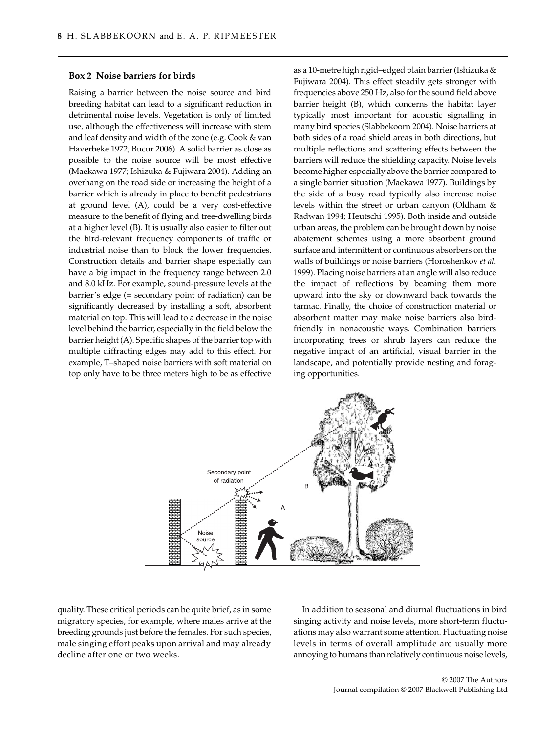### Box 2 Noise barriers for birds

Raising a barrier between the noise source and bird breeding habitat can lead to a significant reduction in detrimental noise levels. Vegetation is only of limited use, although the effectiveness will increase with stem and leaf density and width of the zone (e.g. Cook & van Haverbeke 1972; Bucur 2006). A solid barrier as close as possible to the noise source will be most effective (Maekawa 1977; Ishizuka & Fujiwara 2004). Adding an overhang on the road side or increasing the height of a barrier which is already in place to benefit pedestrians at ground level (A), could be a very cost-effective measure to the benefit of flying and tree-dwelling birds at a higher level (B). It is usually also easier to filter out the bird-relevant frequency components of traffic or industrial noise than to block the lower frequencies. Construction details and barrier shape especially can have a big impact in the frequency range between 2.0 and 8.0 kHz. For example, sound-pressure levels at the barrier's edge (= secondary point of radiation) can be significantly decreased by installing a soft, absorbent material on top. This will lead to a decrease in the noise level behind the barrier, especially in the field below the barrier height (A). Specific shapes of the barrier top with multiple diffracting edges may add to this effect. For example, T–shaped noise barriers with soft material on top only have to be three meters high to be as effective as a 10-metre high rigid–edged plain barrier (Ishizuka & Fujiwara 2004). This effect steadily gets stronger with frequencies above 250 Hz, also for the sound field above barrier height (B), which concerns the habitat layer typically most important for acoustic signalling in many bird species (Slabbekoorn 2004). Noise barriers at both sides of a road shield areas in both directions, but multiple reflections and scattering effects between the barriers will reduce the shielding capacity. Noise levels become higher especially above the barrier compared to a single barrier situation (Maekawa 1977). Buildings by the side of a busy road typically also increase noise levels within the street or urban canyon (Oldham & Radwan 1994; Heutschi 1995). Both inside and outside urban areas, the problem can be brought down by noise abatement schemes using a more absorbent ground surface and intermittent or continuous absorbers on the walls of buildings or noise barriers (Horoshenkov *et al*. 1999). Placing noise barriers at an angle will also reduce the impact of reflections by beaming them more upward into the sky or downward back towards the tarmac. Finally, the choice of construction material or absorbent matter may make noise barriers also bird-friendly in nonacoustic ways. Combination barriers incorporating trees or shrub layers can reduce the negative impact of an artificial, visual barrier in the landscape, and potentially provide nesting and foraging opportunities.

quality. These critical periods can be quite brief, as in some migratory species, for example, where males arrive at the breeding grounds just before the females. For such species, male singing effort peaks upon arrival and may already decline after one or two weeks.

In addition to seasonal and diurnal fluctuations in bird singing activity and noise levels, more short-term fluctuations may also warrant some attention. Fluctuating noise levels in terms of overall amplitude are usually more annoying to humans than relatively continuous noise levels,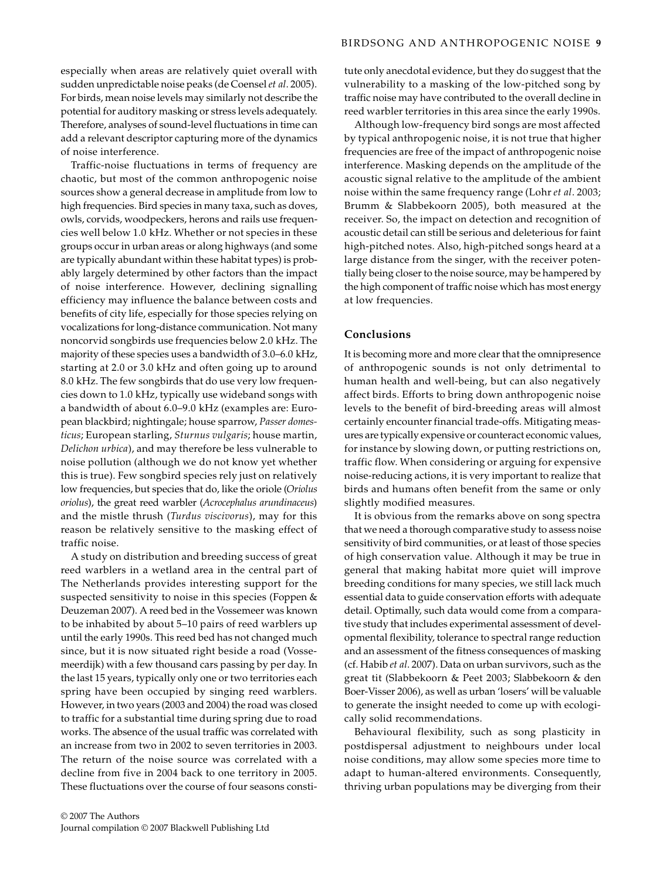especially when areas are relatively quiet overall with sudden unpredictable noise peaks (de Coensel *et al*. 2005). For birds, mean noise levels may similarly not describe the potential for auditory masking or stress levels adequately. Therefore, analyses of sound-level fluctuations in time can add a relevant descriptor capturing more of the dynamics of noise interference.

Traffic-noise fluctuations in terms of frequency are chaotic, but most of the common anthropogenic noise sources show a general decrease in amplitude from low to high frequencies. Bird species in many taxa, such as doves, owls, corvids, woodpeckers, herons and rails use frequencies well below 1.0 kHz. Whether or not species in these groups occur in urban areas or along highways (and some are typically abundant within these habitat types) is probably largely determined by other factors than the impact of noise interference. However, declining signalling efficiency may influence the balance between costs and benefits of city life, especially for those species relying on vocalizations for long-distance communication. Not many noncorvid songbirds use frequencies below 2.0 kHz. The majority of these species uses a bandwidth of 3.0–6.0 kHz, starting at 2.0 or 3.0 kHz and often going up to around 8.0 kHz. The few songbirds that do use very low frequencies down to 1.0 kHz, typically use wideband songs with a bandwidth of about 6.0–9.0 kHz (examples are: European blackbird; nightingale; house sparrow, *Passer domesticus*; European starling, *Sturnus vulgaris*; house martin, *Delichon urbica*), and may therefore be less vulnerable to noise pollution (although we do not know yet whether this is true). Few songbird species rely just on relatively low frequencies, but species that do, like the oriole (*Oriolus oriolus*), the great reed warbler (*Acrocephalus arundinaceus*) and the mistle thrush (*Turdus viscivorus*), may for this reason be relatively sensitive to the masking effect of traffic noise.

A study on distribution and breeding success of great reed warblers in a wetland area in the central part of The Netherlands provides interesting support for the suspected sensitivity to noise in this species (Foppen & Deuzeman 2007). A reed bed in the Vossemeer was known to be inhabited by about 5–10 pairs of reed warblers up until the early 1990s. This reed bed has not changed much since, but it is now situated right beside a road (Vossemeerdijk) with a few thousand cars passing by per day. In the last 15 years, typically only one or two territories each spring have been occupied by singing reed warblers. However, in two years (2003 and 2004) the road was closed to traffic for a substantial time during spring due to road works. The absence of the usual traffic was correlated with an increase from two in 2002 to seven territories in 2003. The return of the noise source was correlated with a decline from five in 2004 back to one territory in 2005. These fluctuations over the course of four seasons constitute only anecdotal evidence, but they do suggest that the vulnerability to a masking of the low-pitched song by traffic noise may have contributed to the overall decline in reed warbler territories in this area since the early 1990s.

Although low-frequency bird songs are most affected by typical anthropogenic noise, it is not true that higher frequencies are free of the impact of anthropogenic noise interference. Masking depends on the amplitude of the acoustic signal relative to the amplitude of the ambient noise within the same frequency range (Lohr *et al*. 2003; Brumm & Slabbekoorn 2005), both measured at the receiver. So, the impact on detection and recognition of acoustic detail can still be serious and deleterious for faint high-pitched notes. Also, high-pitched songs heard at a large distance from the singer, with the receiver potentially being closer to the noise source, may be hampered by the high component of traffic noise which has most energy at low frequencies.

## Conclusions

It is becoming more and more clear that the omnipresence of anthropogenic sounds is not only detrimental to human health and well-being, but can also negatively affect birds. Efforts to bring down anthropogenic noise levels to the benefit of bird-breeding areas will almost certainly encounter financial trade-offs. Mitigating measures are typically expensive or counteract economic values, for instance by slowing down, or putting restrictions on, traffic flow. When considering or arguing for expensive noise-reducing actions, it is very important to realize that birds and humans often benefit from the same or only slightly modified measures.

It is obvious from the remarks above on song spectra that we need a thorough comparative study to assess noise sensitivity of bird communities, or at least of those species of high conservation value. Although it may be true in general that making habitat more quiet will improve breeding conditions for many species, we still lack much essential data to guide conservation efforts with adequate detail. Optimally, such data would come from a comparative study that includes experimental assessment of developmental flexibility, tolerance to spectral range reduction and an assessment of the fitness consequences of masking (cf. Habib *et al*. 2007). Data on urban survivors, such as the great tit (Slabbekoorn & Peet 2003; Slabbekoorn & den Boer-Visser 2006), as well as urban 'losers' will be valuable to generate the insight needed to come up with ecologically solid recommendations.

Behavioural flexibility, such as song plasticity in postdispersal adjustment to neighbours under local noise conditions, may allow some species more time to adapt to human-altered environments. Consequently, thriving urban populations may be diverging from their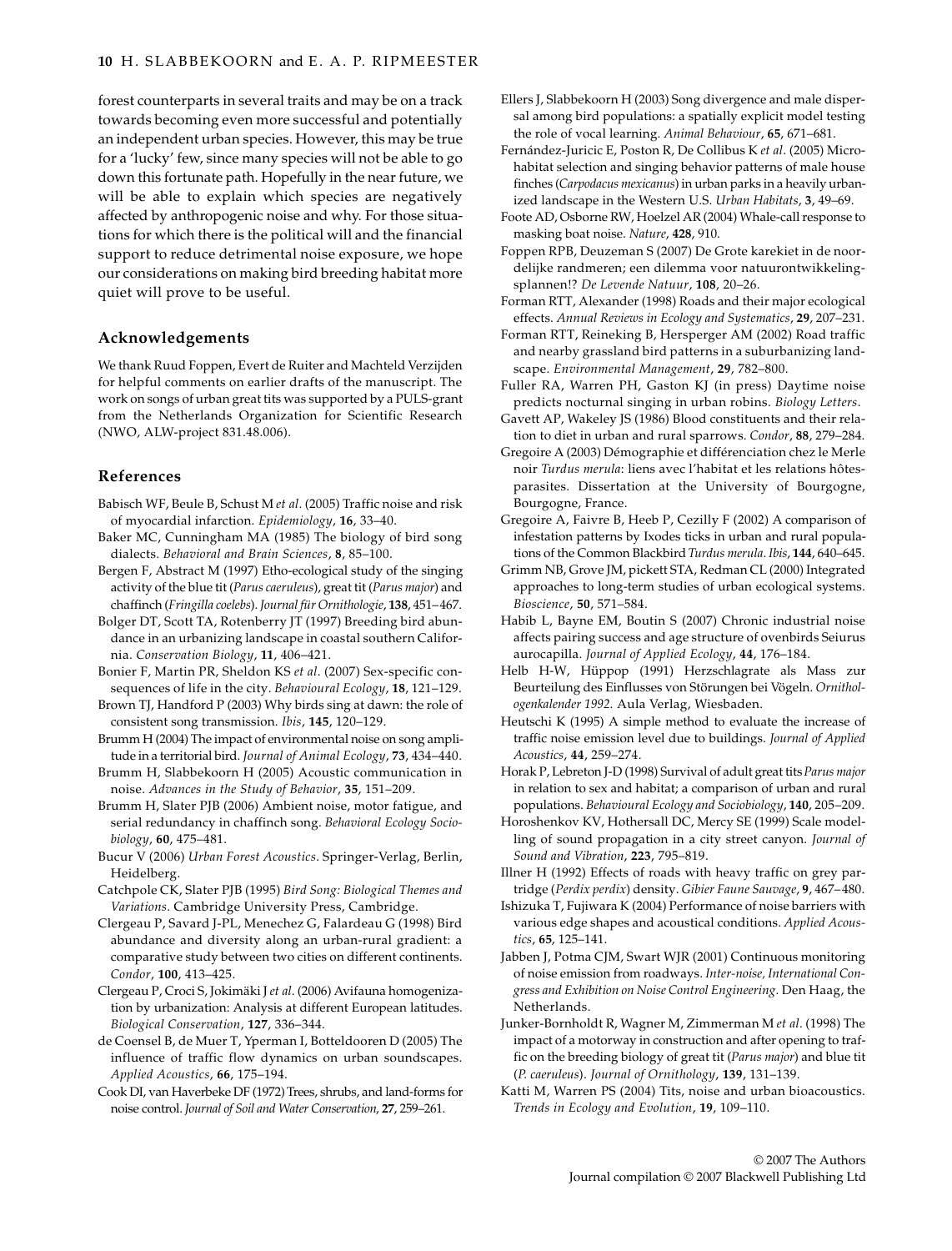forest counterparts in several traits and may be on a track towards becoming even more successful and potentially an independent urban species. However, this may be true for a 'lucky' few, since many species will not be able to go down this fortunate path. Hopefully in the near future, we will be able to explain which species are negatively affected by anthropogenic noise and why. For those situations for which there is the political will and the financial support to reduce detrimental noise exposure, we hope our considerations on making bird breeding habitat more quiet will prove to be useful.

## Acknowledgements

We thank Ruud Foppen, Evert de Ruiter and Machteld Verzijden for helpful comments on earlier drafts of the manuscript. The work on songs of urban great tits was supported by a PULS-grant from the Netherlands Organization for Scientific Research (NWO, ALW-project 831.48.006).

## References

Babisch WF, Beule B, Schust M *et al*. (2005) Traffic noise and risk of myocardial infarction. *Epidemiology*, **16**, 33–40.

Baker MC, Cunningham MA (1985) The biology of bird song dialects. *Behavioral and Brain Sciences*, **8**, 85–100.

Bergen F, Abstract M (1997) Etho-ecological study of the singing activity of the blue tit (*Parus caeruleus*), great tit (*Parus major*) and chaffinch (*Fringilla coelebs*). *Journal für Ornithologie*, **138**, 451–467.

Bolger DT, Scott TA, Rotenberry JT (1997) Breeding bird abundance in an urbanizing landscape in coastal southern California. *Conservation Biology*, **11**, 406–421.

Bonier F, Martin PR, Sheldon KS *et al*. (2007) Sex-specific consequences of life in the city. *Behavioural Ecology*, **18**, 121–129.

Brown TJ, Handford P (2003) Why birds sing at dawn: the role of consistent song transmission. *Ibis*, **145**, 120–129.

Brumm H (2004) The impact of environmental noise on song amplitude in a territorial bird. *Journal of Animal Ecology*, **73**, 434–440.

Brumm H, Slabbekoorn H (2005) Acoustic communication in noise. *Advances in the Study of Behavior*, **35**, 151–209.

Brumm H, Slater PJB (2006) Ambient noise, motor fatigue, and serial redundancy in chaffinch song. *Behavioral Ecology Sociobiology*, **60**, 475–481.

Bucur V (2006) *Urban Forest Acoustics*. Springer-Verlag, Berlin, Heidelberg.

Catchpole CK, Slater PJB (1995) *Bird Song: Biological Themes and Variations*. Cambridge University Press, Cambridge.

Clergeau P, Savard J-PL, Menechez G, Falardeau G (1998) Bird abundance and diversity along an urban-rural gradient: a comparative study between two cities on different continents. *Condor*, **100**, 413–425.

Clergeau P, Croci S, Jokimäki J *et al*. (2006) Avifauna homogenization by urbanization: Analysis at different European latitudes. *Biological Conservation*, **127**, 336–344.

de Coensel B, de Muer T, Yperman I, Botteldooren D (2005) The influence of traffic flow dynamics on urban soundscapes. *Applied Acoustics*, **66**, 175–194.

Cook DI, van Haverbeke DF (1972) Trees, shrubs, and land-forms for noise control. *Journal of Soil and Water Conservation*, **27**, 259–261.

Ellers J, Slabbekoorn H (2003) Song divergence and male dispersal among bird populations: a spatially explicit model testing the role of vocal learning. *Animal Behaviour*, **65**, 671–681.

Fernández-Juricic E, Poston R, De Collibus K *et al*. (2005) Microhabitat selection and singing behavior patterns of male house finches (*Carpodacus mexicanus*) in urban parks in a heavily urbanized landscape in the Western U.S. *Urban Habitats*, **3**, 49–69.

Foote AD, Osborne RW, Hoelzel AR (2004) Whale-call response to masking boat noise. *Nature*, **428**, 910.

Foppen RPB, Deuzeman S (2007) De Grote karekiet in de noordelijke randmeren; een dilemma voor natuurontwikkelingsplannen!? *De Levende Natuur*, **108**, 20–26.

Forman RTT, Alexander (1998) Roads and their major ecological effects. *Annual Reviews in Ecology and Systematics*, **29**, 207–231.

Forman RTT, Reineking B, Hersperger AM (2002) Road traffic and nearby grassland bird patterns in a suburbanizing landscape. *Environmental Management*, **29**, 782–800.

Fuller RA, Warren PH, Gaston KJ (in press) Daytime noise predicts nocturnal singing in urban robins. *Biology Letters*.

Gavett AP, Wakeley JS (1986) Blood constituents and their relation to diet in urban and rural sparrows. *Condor*, **88**, 279–284.

Gregoire A (2003) Démographie et différenciation chez le Merle noir *Turdus merula*: liens avec l'habitat et les relations hôtes-parasites. Dissertation at the University of Bourgogne, Bourgogne, France.

Gregoire A, Faivre B, Heeb P, Cezilly F (2002) A comparison of infestation patterns by Ixodes ticks in urban and rural populations of the Common Blackbird *Turdus merula*. *Ibis*, **144**, 640–645.

Grimm NB, Grove JM, pickett STA, Redman CL (2000) Integrated approaches to long-term studies of urban ecological systems. *Bioscience*, **50**, 571–584.

Habib L, Bayne EM, Boutin S (2007) Chronic industrial noise affects pairing success and age structure of ovenbirds Seiurus aurocapilla. *Journal of Applied Ecology*, **44**, 176–184.

Helb H-W, Hüppop (1991) Herzschlagrate als Mass zur Beurteilung des Einflusses von Störungen bei Vögeln. *Ornithologenkalender 1992*. Aula Verlag, Wiesbaden.

Heutschi K (1995) A simple method to evaluate the increase of traffic noise emission level due to buildings. *Journal of Applied Acoustics*, **44**, 259–274.

Horak P, Lebreton J-D (1998) Survival of adult great tits *Parus major* in relation to sex and habitat; a comparison of urban and rural populations. *Behavioural Ecology and Sociobiology*, **140**, 205–209.

Horoshenkov KV, Hothersall DC, Mercy SE (1999) Scale modelling of sound propagation in a city street canyon. *Journal of Sound and Vibration*, **223**, 795–819.

Illner H (1992) Effects of roads with heavy traffic on grey partridge (*Perdix perdix*) density. *Gibier Faune Sauvage*, **9**, 467–480.

Ishizuka T, Fujiwara K (2004) Performance of noise barriers with various edge shapes and acoustical conditions. *Applied Acoustics*, **65**, 125–141.

Jabben J, Potma CJM, Swart WJR (2001) Continuous monitoring of noise emission from roadways. *Inter-noise, International Congress and Exhibition on Noise Control Engineering*. Den Haag, the Netherlands.

Junker-Bornholdt R, Wagner M, Zimmerman M *et al*. (1998) The impact of a motorway in construction and after opening to traffic on the breeding biology of great tit (*Parus major*) and blue tit (*P. caeruleus*). *Journal of Ornithology*, **139**, 131–139.

Katti M, Warren PS (2004) Tits, noise and urban bioacoustics. *Trends in Ecology and Evolution*, **19**, 109–110.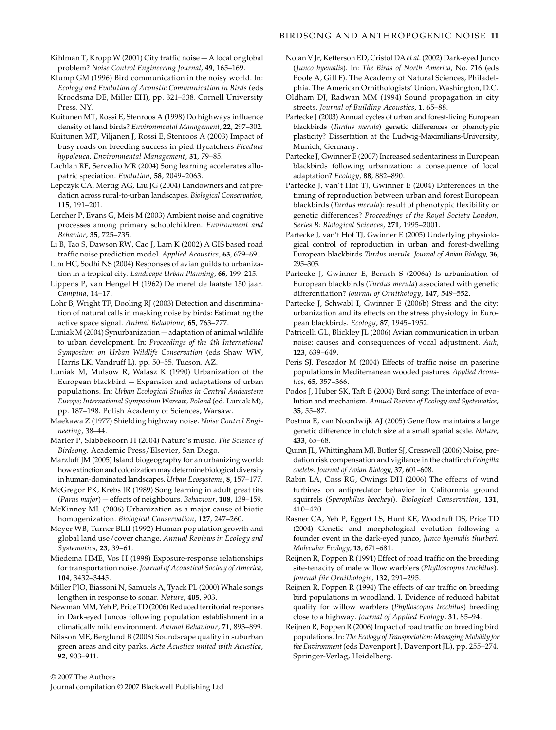Kihlman T, Kropp W (2001) City traffic noise — A local or global problem? *Noise Control Engineering Journal*, **49**, 165–169.

Klump GM (1996) Bird communication in the noisy world. In: *Ecology and Evolution of Acoustic Communication in Birds* (eds Kroodsma DE, Miller EH), pp. 321–338. Cornell University Press, NY.

Kuitunen MT, Rossi E, Stenroos A (1998) Do highways influence density of land birds? *Environmental Management*, **22**, 297–302.

Kuitunen MT, Viljanen J, Rossi E, Stenroos A (2003) Impact of busy roads on breeding success in pied flycatchers *Ficedula hypoleuca*. *Environmental Management*, **31**, 79–85.

Lachlan RF, Servedio MR (2004) Song learning accelerates allopatric speciation. *Evolution*, **58**, 2049–2063.

Lepczyk CA, Mertig AG, Liu JG (2004) Landowners and cat predation across rural-to-urban landscapes. *Biological Conservation*, **115**, 191–201.

Lercher P, Evans G, Meis M (2003) Ambient noise and cognitive processes among primary schoolchildren. *Environment and Behavior*, **35**, 725–735.

Li B, Tao S, Dawson RW, Cao J, Lam K (2002) A GIS based road traffic noise prediction model. *Applied Acoustics*, **63**, 679–691.

Lim HC, Sodhi NS (2004) Responses of avian guilds to urbanization in a tropical city. *Landscape Urban Planning*, **66**, 199–215.

Lippens P, van Hengel H (1962) De merel de laatste 150 jaar. *Campina*, 14–17.

Lohr B, Wright TF, Dooling RJ (2003) Detection and discrimination of natural calls in masking noise by birds: Estimating the active space signal. *Animal Behaviour*, **65**, 763–777.

Luniak M (2004) Synurbanization — adaptation of animal wildlife to urban development. In: *Proceedings of the 4th International Symposium on Urban Wildlife Conservation* (eds Shaw WW, Harris LK, Vandruff L), pp. 50–55. Tucson, AZ.

Luniak M, Mulsow R, Walasz K (1990) Urbanization of the European blackbird — Expansion and adaptations of urban populations. In: *Urban Ecological Studies in Central Andeastern Europe; International Symposium Warsaw, Poland* (ed. Luniak M), pp. 187–198. Polish Academy of Sciences, Warsaw.

Maekawa Z (1977) Shielding highway noise. *Noise Control Engineering*, 38–44.

Marler P, Slabbekoorn H (2004) Nature's music. *The Science of Birdsong*. Academic Press/Elsevier, San Diego.

Marzluff JM (2005) Island biogeography for an urbanizing world: how extinction and colonization may determine biological diversity in human-dominated landscapes. *Urban Ecosystems*, **8**, 157–177.

McGregor PK, Krebs JR (1989) Song learning in adult great tits (*Parus major*) — effects of neighbours. *Behaviour*, **108**, 139–159.

McKinney ML (2006) Urbanization as a major cause of biotic homogenization. *Biological Conservation*, **127**, 247–260.

Meyer WB, Turner BLII (1992) Human population growth and global land use/cover change. *Annual Reviews in Ecology and Systematics*, **23**, 39–61.

Miedema HME, Vos H (1998) Exposure-response relationships for transportation noise. *Journal of Acoustical Society of America*, **104**, 3432–3445.

Miller PJO, Biassoni N, Samuels A, Tyack PL (2000) Whale songs lengthen in response to sonar. *Nature*, **405**, 903.

Newman MM, Yeh P, Price TD (2006) Reduced territorial responses in Dark-eyed Juncos following population establishment in a climatically mild environment. *Animal Behaviour*, **71**, 893–899.

Nilsson ME, Berglund B (2006) Soundscape quality in suburban green areas and city parks. *Acta Acustica united with Acustica*, **92**, 903–911.

Nolan V Jr, Ketterson ED, Cristol DA *et al*. (2002) Dark-eyed Junco (*Junco hyemalis*). In: *The Birds of North America*, No. 716 (eds Poole A, Gill F). The Academy of Natural Sciences, Philadelphia. The American Ornithologists' Union, Washington, D.C.

Oldham DJ, Radwan MM (1994) Sound propagation in city streets. *Journal of Building Acoustics*, **1**, 65–88.

Partecke J (2003) Annual cycles of urban and forest-living European blackbirds (*Turdus merula*) genetic differences or phenotypic plasticity? Dissertation at the Ludwig-Maximilians-University, Munich, Germany.

Partecke J, Gwinner E (2007) Increased sedentariness in European blackbirds following urbanization: a consequence of local adaptation? *Ecology*, **88**, 882–890.

Partecke J, van't Hof TJ, Gwinner E (2004) Differences in the timing of reproduction between urban and forest European blackbirds (*Turdus merula*): result of phenotypic flexibility or genetic differences? *Proceedings of the Royal Society London, Series B: Biological Sciences*, **271**, 1995–2001.

Partecke J, van't Hof TJ, Gwinner E (2005) Underlying physiological control of reproduction in urban and forest-dwelling European blackbirds *Turdus merula*. *Journal of Avian Biology*, **36**, 295–305.

Partecke J, Gwinner E, Bensch S (2006a) Is urbanisation of European blackbirds (*Turdus merula*) associated with genetic differentiation? *Journal of Ornithology*, **147**, 549–552.

Partecke J, Schwabl I, Gwinner E (2006b) Stress and the city: urbanization and its effects on the stress physiology in European blackbirds. *Ecology*, **87**, 1945–1952.

Patricelli GL, Blickley JL (2006) Avian communication in urban noise: causes and consequences of vocal adjustment. *Auk*, **123**, 639–649.

Peris SJ, Pescador M (2004) Effects of traffic noise on paserine populations in Mediterranean wooded pastures. *Applied Acoustics*, **65**, 357–366.

Podos J, Huber SK, Taft B (2004) Bird song: The interface of evolution and mechanism. *Annual Review of Ecology and Systematics*, **35**, 55–87.

Postma E, van Noordwijk AJ (2005) Gene flow maintains a large genetic difference in clutch size at a small spatial scale. *Nature*, **433**, 65–68.

Quinn JL, Whittingham MJ, Butler SJ, Cresswell (2006) Noise, predation risk compensation and vigilance in the chaffinch *Fringilla coelebs*. *Journal of Avian Biology*, **37**, 601–608.

Rabin LA, Coss RG, Owings DH (2006) The effects of wind turbines on antipredator behavior in Californnia ground squirrels (*Sperophilus beecheyi*). *Biological Conservation*, **131**, 410–420.

Rasner CA, Yeh P, Eggert LS, Hunt KE, Woodruff DS, Price TD (2004) Genetic and morphological evolution following a founder event in the dark-eyed junco, *Junco hyemalis thurberi*. *Molecular Ecology*, **13**, 671–681.

Reijnen R, Foppen R (1991) Effect of road traffic on the breeding site-tenacity of male willow warblers (*Phylloscopus trochilus*). *Journal für Ornithologie*, **132**, 291–295.

Reijnen R, Foppen R (1994) The effects of car traffic on breeding bird populations in woodland. I. Evidence of reduced habitat quality for willow warblers (*Phylloscopus trochilus*) breeding close to a highway. *Journal of Applied Ecology*, **31**, 85–94.

Reijnen R, Foppen R (2006) Impact of road traffic on breeding bird populations. In: *The Ecology of Transportation: Managing Mobility for the Environment* (eds Davenport J, Davenport JL), pp. 255–274. Springer-Verlag, Heidelberg.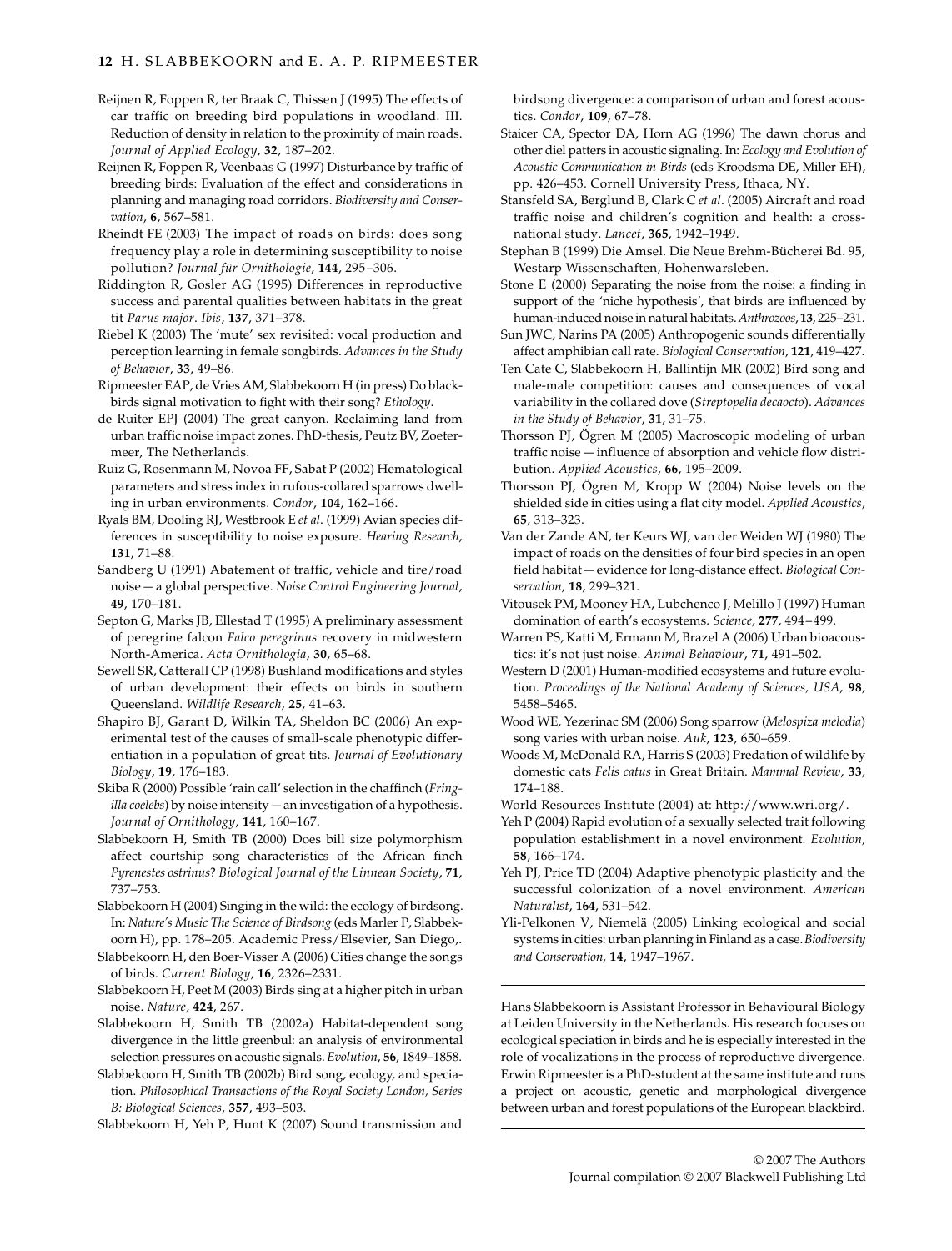Reijnen R, Foppen R, ter Braak C, Thissen J (1995) The effects of car traffic on breeding bird populations in woodland. III. Reduction of density in relation to the proximity of main roads. *Journal of Applied Ecology*, **32**, 187–202.

Reijnen R, Foppen R, Veenbaas G (1997) Disturbance by traffic of breeding birds: Evaluation of the effect and considerations in planning and managing road corridors. *Biodiversity and Conservation*, **6**, 567–581.

Rheindt FE (2003) The impact of roads on birds: does song frequency play a role in determining susceptibility to noise pollution? *Journal für Ornithologie*, **144**, 295–306.

Riddington R, Gosler AG (1995) Differences in reproductive success and parental qualities between habitats in the great tit *Parus major*. *Ibis*, **137**, 371–378.

Riebel K (2003) The 'mute' sex revisited: vocal production and perception learning in female songbirds. *Advances in the Study of Behavior*, **33**, 49–86.

Ripmeester EAP, de Vries AM, Slabbekoorn H (in press) Do blackbirds signal motivation to fight with their song? *Ethology*.

de Ruiter EPJ (2004) The great canyon. Reclaiming land from urban traffic noise impact zones. PhD-thesis, Peutz BV, Zoetermeer, The Netherlands.

Ruiz G, Rosenmann M, Novoa FF, Sabat P (2002) Hematological parameters and stress index in rufous-collared sparrows dwelling in urban environments. *Condor*, **104**, 162–166.

Ryals BM, Dooling RJ, Westbrook E *et al*. (1999) Avian species differences in susceptibility to noise exposure. *Hearing Research*, **131**, 71–88.

Sandberg U (1991) Abatement of traffic, vehicle and tire/road noise — a global perspective. *Noise Control Engineering Journal*, **49**, 170–181.

Septon G, Marks JB, Ellestad T (1995) A preliminary assessment of peregrine falcon *Falco peregrinus* recovery in midwestern North-America. *Acta Ornithologia*, **30**, 65–68.

Sewell SR, Catterall CP (1998) Bushland modifications and styles of urban development: their effects on birds in southern Queensland. *Wildlife Research*, **25**, 41–63.

Shapiro BJ, Garant D, Wilkin TA, Sheldon BC (2006) An experimental test of the causes of small-scale phenotypic differentiation in a population of great tits. *Journal of Evolutionary Biology*, **19**, 176–183.

Skiba R (2000) Possible 'rain call' selection in the chaffinch (*Fringilla coelebs*) by noise intensity — an investigation of a hypothesis. *Journal of Ornithology*, **141**, 160–167.

Slabbekoorn H, Smith TB (2000) Does bill size polymorphism affect courtship song characteristics of the African finch *Pyrenestes ostrinus*? *Biological Journal of the Linnean Society*, **71**, 737–753.

Slabbekoorn H (2004) Singing in the wild: the ecology of birdsong. In: *Nature's Music The Science of Birdsong* (eds Marler P, Slabbekoorn H), pp. 178–205. Academic Press/Elsevier, San Diego,.

Slabbekoorn H, den Boer-Visser A (2006) Cities change the songs of birds. *Current Biology*, **16**, 2326–2331.

Slabbekoorn H, Peet M (2003) Birds sing at a higher pitch in urban noise. *Nature*, **424**, 267.

Slabbekoorn H, Smith TB (2002a) Habitat-dependent song divergence in the little greenbul: an analysis of environmental selection pressures on acoustic signals. *Evolution*, **56**, 1849–1858.

Slabbekoorn H, Smith TB (2002b) Bird song, ecology, and speciation. *Philosophical Transactions of the Royal Society London, Series B: Biological Sciences*, **357**, 493–503.

Slabbekoorn H, Yeh P, Hunt K (2007) Sound transmission and birdsong divergence: a comparison of urban and forest acoustics. *Condor*, **109**, 67–78.

Staicer CA, Spector DA, Horn AG (1996) The dawn chorus and other diel patters in acoustic signaling. In: *Ecology and Evolution of Acoustic Communication in Birds* (eds Kroodsma DE, Miller EH), pp. 426–453. Cornell University Press, Ithaca, NY.

Stansfeld SA, Berglund B, Clark C *et al*. (2005) Aircraft and road traffic noise and children's cognition and health: a cross-national study. *Lancet*, **365**, 1942–1949.

Stephan B (1999) Die Amsel. Die Neue Brehm-Bücherei Bd. 95, Westarp Wissenschaften, Hohenwarsleben.

Stone E (2000) Separating the noise from the noise: a finding in support of the 'niche hypothesis', that birds are influenced by human-induced noise in natural habitats. *Anthrozoos*, **13**, 225–231.

Sun JWC, Narins PA (2005) Anthropogenic sounds differentially affect amphibian call rate. *Biological Conservation*, **121**, 419–427.

Ten Cate C, Slabbekoorn H, Ballintijn MR (2002) Bird song and male-male competition: causes and consequences of vocal variability in the collared dove (*Streptopelia decaocto*). *Advances in the Study of Behavior*, **31**, 31–75.

Thorsson PJ, Ögren M (2005) Macroscopic modeling of urban traffic noise — influence of absorption and vehicle flow distribution. *Applied Acoustics*, **66**, 195–2009.

Thorsson PJ, Ögren M, Kropp W (2004) Noise levels on the shielded side in cities using a flat city model. *Applied Acoustics*, **65**, 313–323.

Van der Zande AN, ter Keurs WJ, van der Weiden WJ (1980) The impact of roads on the densities of four bird species in an open field habitat — evidence for long-distance effect. *Biological Conservation*, **18**, 299–321.

Vitousek PM, Mooney HA, Lubchenco J, Melillo J (1997) Human domination of earth's ecosystems. *Science*, **277**, 494–499.

Warren PS, Katti M, Ermann M, Brazel A (2006) Urban bioacoustics: it's not just noise. *Animal Behaviour*, **71**, 491–502.

Western D (2001) Human-modified ecosystems and future evolution. *Proceedings of the National Academy of Sciences, USA*, **98**, 5458–5465.

Wood WE, Yezerinac SM (2006) Song sparrow (*Melospiza melodia*) song varies with urban noise. *Auk*, **123**, 650–659.

Woods M, McDonald RA, Harris S (2003) Predation of wildlife by domestic cats *Felis catus* in Great Britain. *Mammal Review*, **33**, 174–188.

World Resources Institute (2004) at: http://www.wri.org/.

Yeh P (2004) Rapid evolution of a sexually selected trait following population establishment in a novel environment. *Evolution*, **58**, 166–174.

Yeh PJ, Price TD (2004) Adaptive phenotypic plasticity and the successful colonization of a novel environment. *American Naturalist*, **164**, 531–542.

Yli-Pelkonen V, Niemelä (2005) Linking ecological and social systems in cities: urban planning in Finland as a case. *Biodiversity and Conservation*, **14**, 1947–1967.

---

Hans Slabbekoorn is Assistant Professor in Behavioural Biology at Leiden University in the Netherlands. His research focuses on ecological speciation in birds and he is especially interested in the role of vocalizations in the process of reproductive divergence. Erwin Ripmeester is a PhD-student at the same institute and runs a project on acoustic, genetic and morphological divergence between urban and forest populations of the European blackbird.

---

© 2007 The Authors
Journal compilation © 2007 Blackwell Publishing Ltd